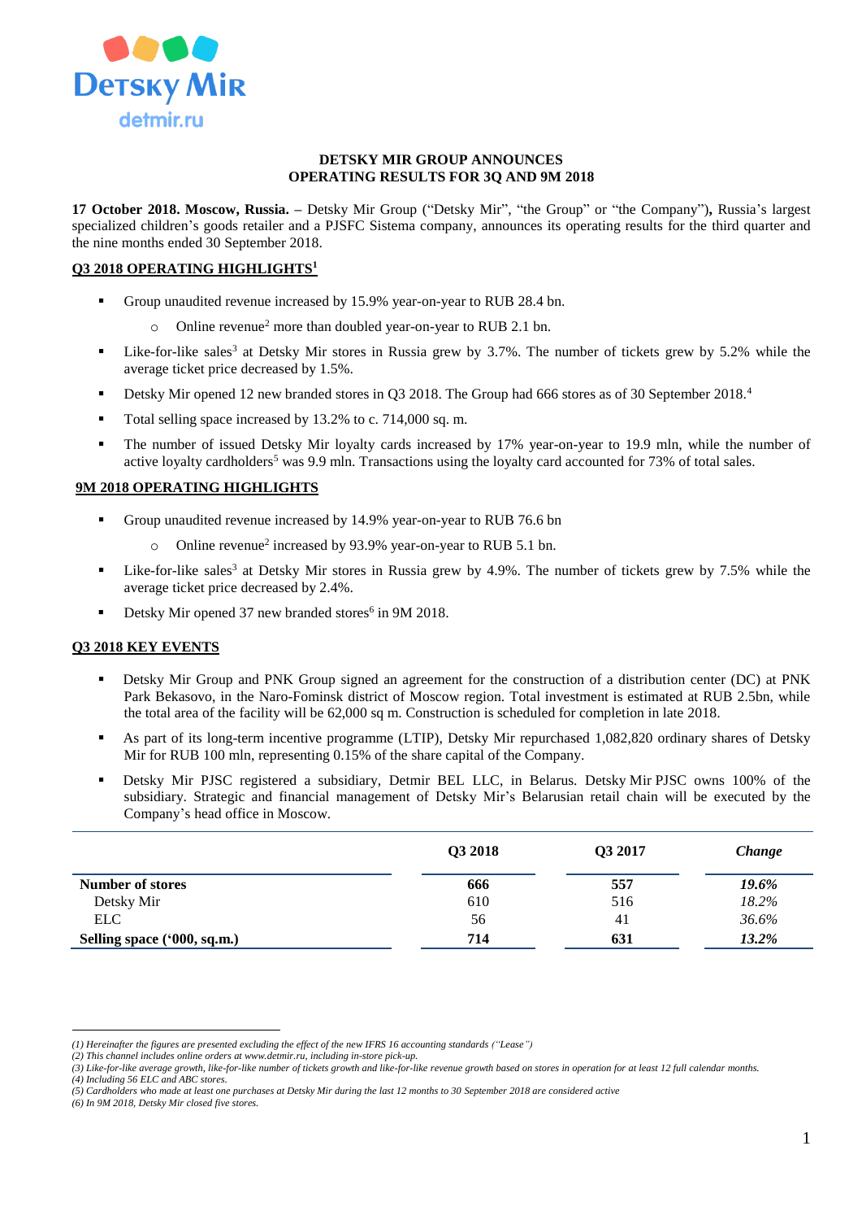**DETSKY MIR GROUP ANNOUNCES**
**OPERATING RESULTS FOR 3Q AND 9M 2018**

**17 October 2018. Moscow, Russia. –** Detsky Mir Group ("Detsky Mir", "the Group" or "the Company"**),** Russia's largest specialized children's goods retailer and a PJSFC Sistema company, announces its operating results for the third quarter and the nine months ended 30 September 2018.

## Q3 2018 OPERATING HIGHLIGHTS[1]

- Group unaudited revenue increased by 15.9% year-on-year to RUB 28.4 bn.
  - Online revenue[2] more than doubled year-on-year to RUB 2.1 bn.
- Like-for-like sales[3] at Detsky Mir stores in Russia grew by 3.7%. The number of tickets grew by 5.2% while the average ticket price decreased by 1.5%.
- Detsky Mir opened 12 new branded stores in Q3 2018. The Group had 666 stores as of 30 September 2018.[4]
- Total selling space increased by 13.2% to c. 714,000 sq. m.
- The number of issued Detsky Mir loyalty cards increased by 17% year-on-year to 19.9 mln, while the number of active loyalty cardholders[5] was 9.9 mln. Transactions using the loyalty card accounted for 73% of total sales.

## 9M 2018 OPERATING HIGHLIGHTS

- Group unaudited revenue increased by 14.9% year-on-year to RUB 76.6 bn
  - Online revenue[2] increased by 93.9% year-on-year to RUB 5.1 bn.
- Like-for-like sales[3] at Detsky Mir stores in Russia grew by 4.9%. The number of tickets grew by 7.5% while the average ticket price decreased by 2.4%.
- Detsky Mir opened 37 new branded stores[6] in 9M 2018.

## Q3 2018 KEY EVENTS

- Detsky Mir Group and PNK Group signed an agreement for the construction of a distribution center (DC) at PNK Park Bekasovo, in the Naro-Fominsk district of Moscow region. Total investment is estimated at RUB 2.5bn, while the total area of the facility will be 62,000 sq m. Construction is scheduled for completion in late 2018.
- As part of its long-term incentive programme (LTIP), Detsky Mir repurchased 1,082,820 ordinary shares of Detsky Mir for RUB 100 mln, representing 0.15% of the share capital of the Company.
- Detsky Mir PJSC registered a subsidiary, Detmir BEL LLC, in Belarus. Detsky Mir PJSC owns 100% of the subsidiary. Strategic and financial management of Detsky Mir's Belarusian retail chain will be executed by the Company's head office in Moscow.

| | Q3 2018 | Q3 2017 | *Change* |
|---|---|---|---|
| **Number of stores** | **666** | **557** | ***19.6%*** |
| Detsky Mir | 610 | 516 | *18.2%* |
| ELC | 56 | 41 | *36.6%* |
| **Selling space ('000, sq.m.)** | **714** | **631** | ***13.2%*** |

*(1) Hereinafter the figures are presented excluding the effect of the new IFRS 16 accounting standards ("Lease")*
*(2) This channel includes online orders at www.detmir.ru, including in-store pick-up.*
*(3) Like-for-like average growth, like-for-like number of tickets growth and like-for-like revenue growth based on stores in operation for at least 12 full calendar months.*
*(4) Including 56 ELC and ABC stores.*
*(5) Cardholders who made at least one purchases at Detsky Mir during the last 12 months to 30 September 2018 are considered active*
*(6) In 9M 2018, Detsky Mir closed five stores.*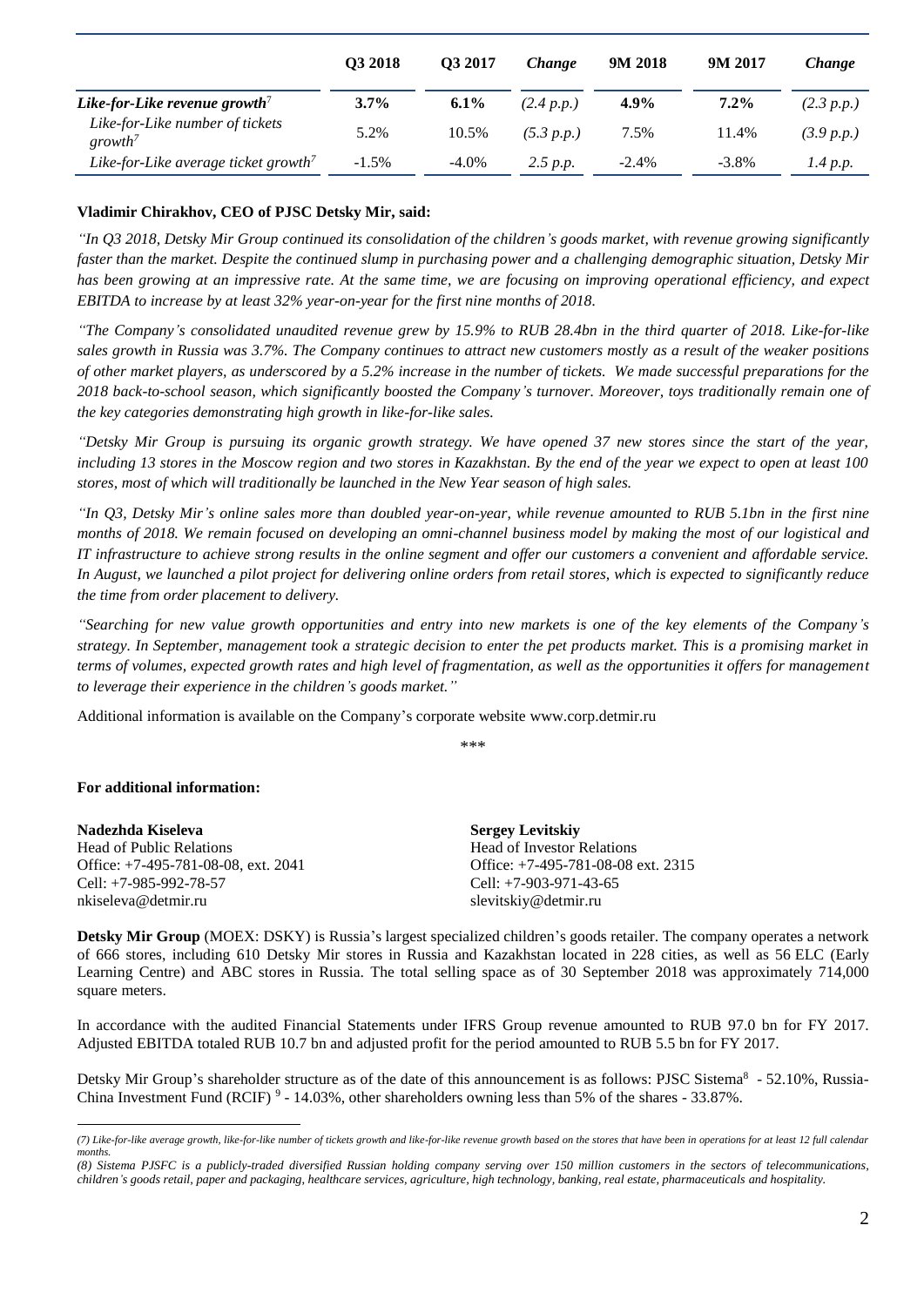| | Q3 2018 | Q3 2017 | *Change* | 9M 2018 | 9M 2017 | *Change* |
|---|---|---|---|---|---|---|
| ***Like-for-Like revenue growth***[7] | **3.7%** | **6.1%** | *(2.4 p.p.)* | **4.9%** | **7.2%** | *(2.3 p.p.)* |
| *Like-for-Like number of tickets growth*[7] | 5.2% | 10.5% | *(5.3 p.p.)* | 7.5% | 11.4% | *(3.9 p.p.)* |
| *Like-for-Like average ticket growth*[7] | -1.5% | -4.0% | *2.5 p.p.* | -2.4% | -3.8% | *1.4 p.p.* |

**Vladimir Chirakhov, CEO of PJSC Detsky Mir, said:**

*"In Q3 2018, Detsky Mir Group continued its consolidation of the children's goods market, with revenue growing significantly faster than the market. Despite the continued slump in purchasing power and a challenging demographic situation, Detsky Mir has been growing at an impressive rate. At the same time, we are focusing on improving operational efficiency, and expect EBITDA to increase by at least 32% year-on-year for the first nine months of 2018.*

*"The Company's consolidated unaudited revenue grew by 15.9% to RUB 28.4bn in the third quarter of 2018. Like-for-like sales growth in Russia was 3.7%. The Company continues to attract new customers mostly as a result of the weaker positions of other market players, as underscored by a 5.2% increase in the number of tickets. We made successful preparations for the 2018 back-to-school season, which significantly boosted the Company's turnover. Moreover, toys traditionally remain one of the key categories demonstrating high growth in like-for-like sales.*

*"Detsky Mir Group is pursuing its organic growth strategy. We have opened 37 new stores since the start of the year, including 13 stores in the Moscow region and two stores in Kazakhstan. By the end of the year we expect to open at least 100 stores, most of which will traditionally be launched in the New Year season of high sales.*

*"In Q3, Detsky Mir's online sales more than doubled year-on-year, while revenue amounted to RUB 5.1bn in the first nine months of 2018. We remain focused on developing an omni-channel business model by making the most of our logistical and IT infrastructure to achieve strong results in the online segment and offer our customers a convenient and affordable service. In August, we launched a pilot project for delivering online orders from retail stores, which is expected to significantly reduce the time from order placement to delivery.*

*"Searching for new value growth opportunities and entry into new markets is one of the key elements of the Company's strategy. In September, management took a strategic decision to enter the pet products market. This is a promising market in terms of volumes, expected growth rates and high level of fragmentation, as well as the opportunities it offers for management to leverage their experience in the children's goods market."*

Additional information is available on the Company's corporate website www.corp.detmir.ru

\*\*\*

**For additional information:**

**Nadezhda Kiseleva**
Head of Public Relations
Office: +7-495-781-08-08, ext. 2041
Cell: +7-985-992-78-57
nkiseleva@detmir.ru

**Sergey Levitskiy**
Head of Investor Relations
Office: +7-495-781-08-08 ext. 2315
Cell: +7-903-971-43-65
slevitskiy@detmir.ru

**Detsky Mir Group** (MOEX: DSKY) is Russia's largest specialized children's goods retailer. The company operates a network of 666 stores, including 610 Detsky Mir stores in Russia and Kazakhstan located in 228 cities, as well as 56 ELC (Early Learning Centre) and ABC stores in Russia. The total selling space as of 30 September 2018 was approximately 714,000 square meters.

In accordance with the audited Financial Statements under IFRS Group revenue amounted to RUB 97.0 bn for FY 2017. Adjusted EBITDA totaled RUB 10.7 bn and adjusted profit for the period amounted to RUB 5.5 bn for FY 2017.

Detsky Mir Group's shareholder structure as of the date of this announcement is as follows: PJSC Sistema[8] - 52.10%, Russia-China Investment Fund (RCIF)[9] - 14.03%, other shareholders owning less than 5% of the shares - 33.87%.

*(7) Like-for-like average growth, like-for-like number of tickets growth and like-for-like revenue growth based on the stores that have been in operations for at least 12 full calendar months.*

*(8) Sistema PJSFC is a publicly-traded diversified Russian holding company serving over 150 million customers in the sectors of telecommunications, children's goods retail, paper and packaging, healthcare services, agriculture, high technology, banking, real estate, pharmaceuticals and hospitality.*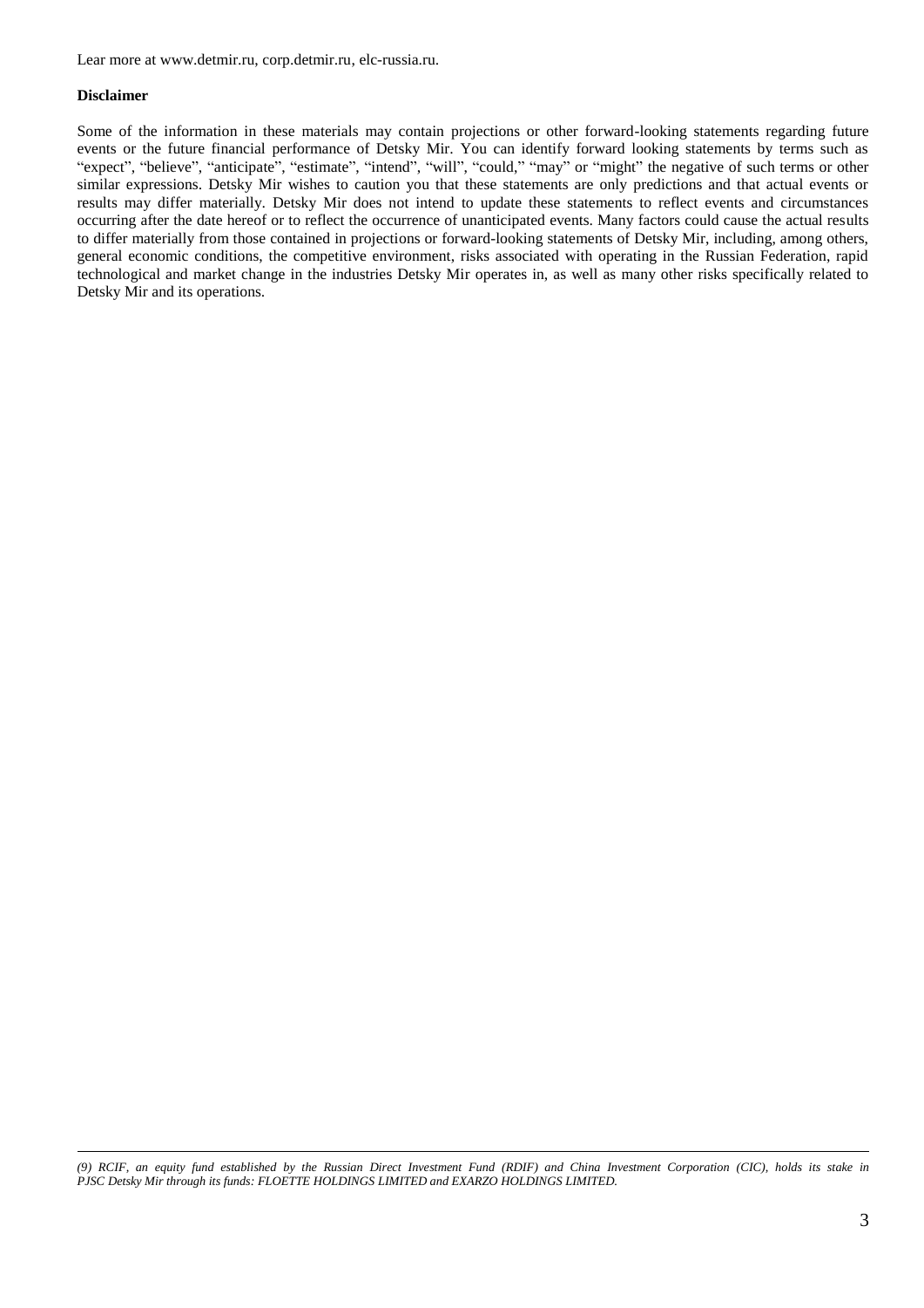Lear more at www.detmir.ru, corp.detmir.ru, elc-russia.ru.

**Disclaimer**

Some of the information in these materials may contain projections or other forward-looking statements regarding future events or the future financial performance of Detsky Mir. You can identify forward looking statements by terms such as "expect", "believe", "anticipate", "estimate", "intend", "will", "could," "may" or "might" the negative of such terms or other similar expressions. Detsky Mir wishes to caution you that these statements are only predictions and that actual events or results may differ materially. Detsky Mir does not intend to update these statements to reflect events and circumstances occurring after the date hereof or to reflect the occurrence of unanticipated events. Many factors could cause the actual results to differ materially from those contained in projections or forward-looking statements of Detsky Mir, including, among others, general economic conditions, the competitive environment, risks associated with operating in the Russian Federation, rapid technological and market change in the industries Detsky Mir operates in, as well as many other risks specifically related to Detsky Mir and its operations.

---

*(9) RCIF, an equity fund established by the Russian Direct Investment Fund (RDIF) and China Investment Corporation (CIC), holds its stake in PJSC Detsky Mir through its funds: FLOETTE HOLDINGS LIMITED and EXARZO HOLDINGS LIMITED.*